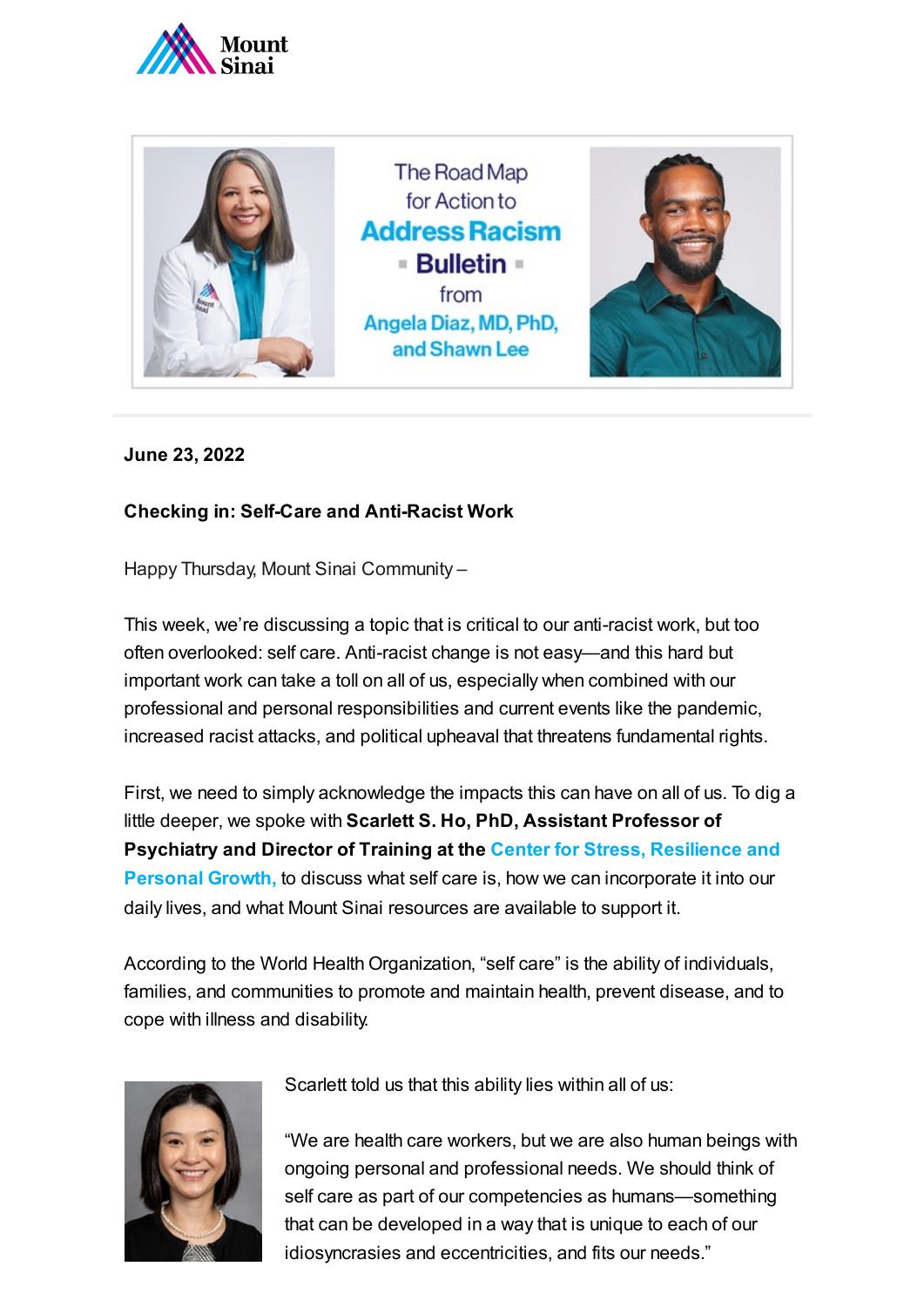Mount Sinai

The Road Map for Action to **Address Racism** **Bulletin** from Angela Diaz, MD, PhD, and Shawn Lee

**June 23, 2022**

**Checking in: Self-Care and Anti-Racist Work**

Happy Thursday, Mount Sinai Community –

This week, we're discussing a topic that is critical to our anti-racist work, but too often overlooked: self care. Anti-racist change is not easy—and this hard but important work can take a toll on all of us, especially when combined with our professional and personal responsibilities and current events like the pandemic, increased racist attacks, and political upheaval that threatens fundamental rights.

First, we need to simply acknowledge the impacts this can have on all of us. To dig a little deeper, we spoke with **Scarlett S. Ho, PhD, Assistant Professor of Psychiatry and Director of Training at the Center for Stress, Resilience and Personal Growth,** to discuss what self care is, how we can incorporate it into our daily lives, and what Mount Sinai resources are available to support it.

According to the World Health Organization, "self care" is the ability of individuals, families, and communities to promote and maintain health, prevent disease, and to cope with illness and disability.

Scarlett told us that this ability lies within all of us:

"We are health care workers, but we are also human beings with ongoing personal and professional needs. We should think of self care as part of our competencies as humans—something that can be developed in a way that is unique to each of our idiosyncrasies and eccentricities, and fits our needs."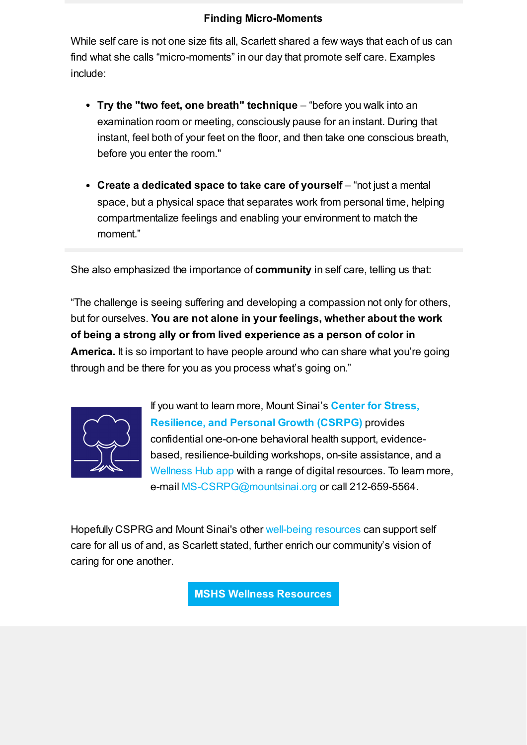### Finding Micro-Moments

While self care is not one size fits all, Scarlett shared a few ways that each of us can find what she calls “micro-moments” in our day that promote self care. Examples include:

- **Try the "two feet, one breath" technique** – “before you walk into an examination room or meeting, consciously pause for an instant. During that instant, feel both of your feet on the floor, and then take one conscious breath, before you enter the room."
- **Create a dedicated space to take care of yourself** – “not just a mental space, but a physical space that separates work from personal time, helping compartmentalize feelings and enabling your environment to match the moment.”

She also emphasized the importance of **community** in self care, telling us that:

“The challenge is seeing suffering and developing a compassion not only for others, but for ourselves. **You are not alone in your feelings, whether about the work of being a strong ally or from lived experience as a person of color in America.** It is so important to have people around who can share what you’re going through and be there for you as you process what’s going on.”

If you want to learn more, Mount Sinai’s **Center for Stress, Resilience, and Personal Growth (CSRPG)** provides confidential one-on-one behavioral health support, evidence-based, resilience-building workshops, on-site assistance, and a Wellness Hub app with a range of digital resources. To learn more, e-mail MS-CSRPG@mountsinai.org or call 212-659-5564.

Hopefully CSPRG and Mount Sinai's other well-being resources can support self care for all us of and, as Scarlett stated, further enrich our community’s vision of caring for one another.

**MSHS Wellness Resources**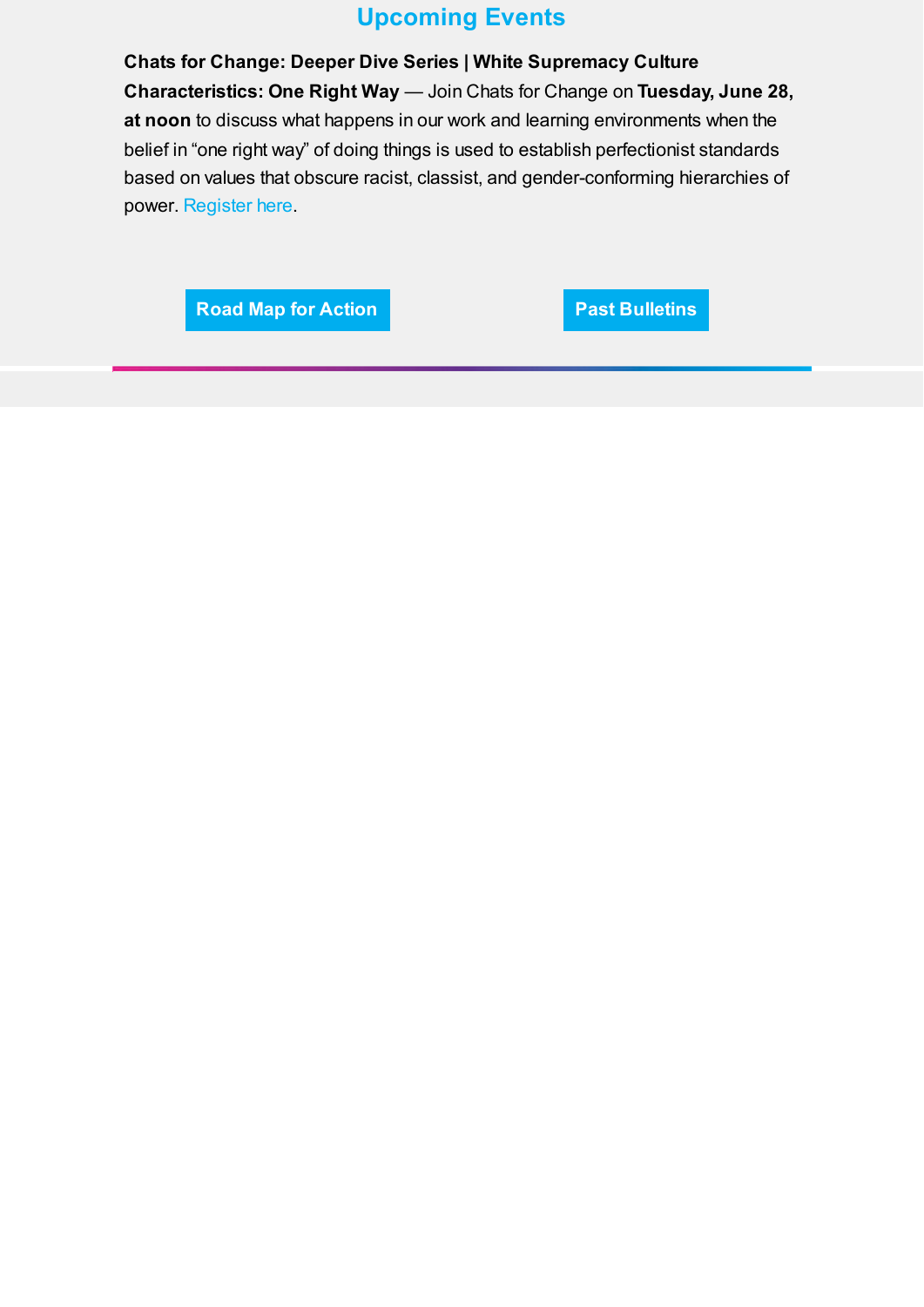## Upcoming Events

**Chats for Change: Deeper Dive Series | White Supremacy Culture Characteristics: One Right Way** — Join Chats for Change on **Tuesday, June 28, at noon** to discuss what happens in our work and learning environments when the belief in “one right way” of doing things is used to establish perfectionist standards based on values that obscure racist, classist, and gender-conforming hierarchies of power. Register here.

Road Map for Action

Past Bulletins